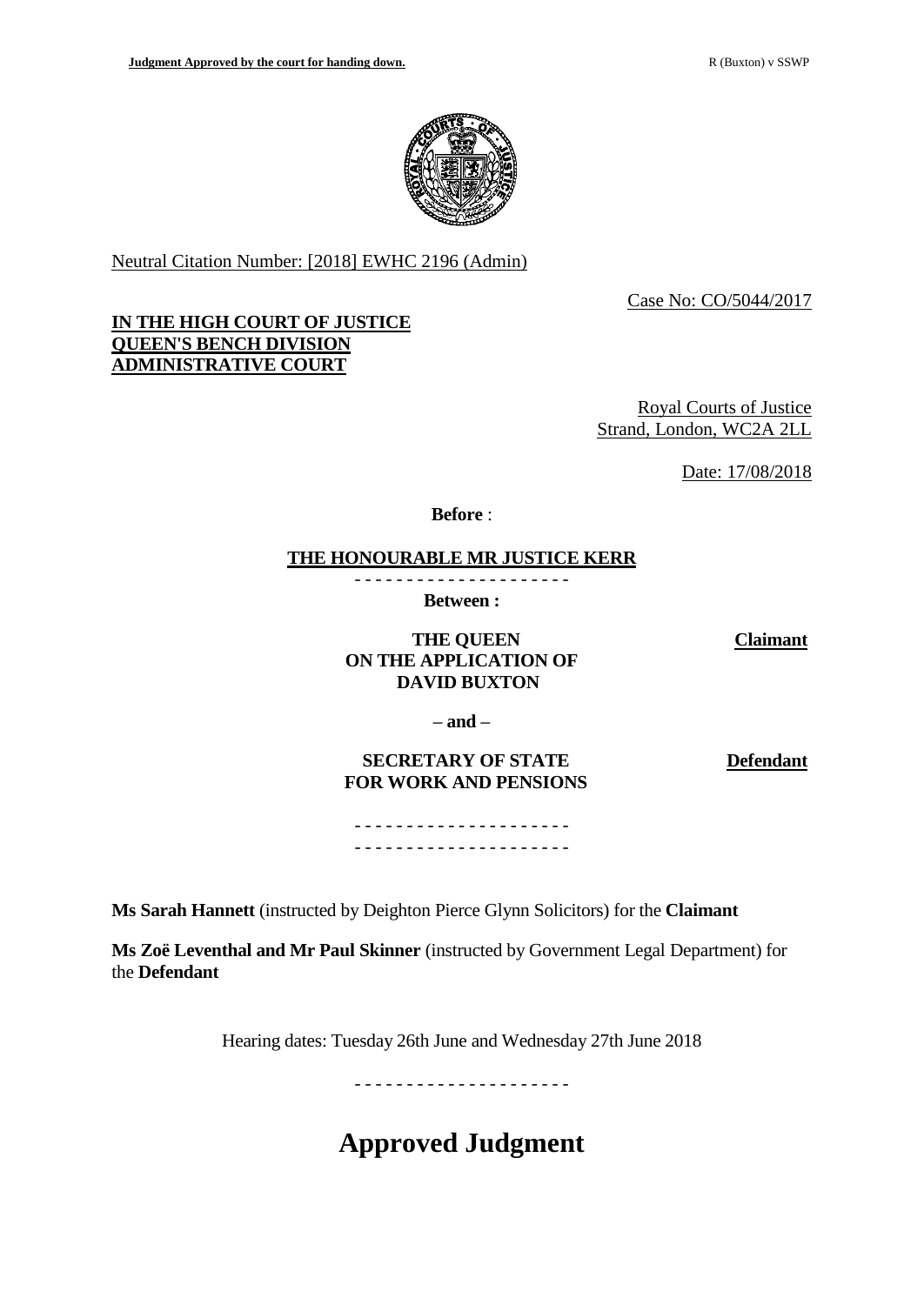Neutral Citation Number: [2018] EWHC 2196 (Admin)

Case No: CO/5044/2017

**IN THE HIGH COURT OF JUSTICE**
**QUEEN'S BENCH DIVISION**
**ADMINISTRATIVE COURT**

Royal Courts of Justice
Strand, London, WC2A 2LL

Date: 17/08/2018

**Before** :

**THE HONOURABLE MR JUSTICE KERR**

- - - - - - - - - - - - - - - - - - - - -

**Between :**

| | |
|---|---|
| **THE QUEEN ON THE APPLICATION OF DAVID BUXTON** | **Claimant** |
| **– and –** | |
| **SECRETARY OF STATE FOR WORK AND PENSIONS** | **Defendant** |

- - - - - - - - - - - - - - - - - - - - -
- - - - - - - - - - - - - - - - - - - - -

**Ms Sarah Hannett** (instructed by Deighton Pierce Glynn Solicitors) for the **Claimant**

**Ms Zoë Leventhal and Mr Paul Skinner** (instructed by Government Legal Department) for the **Defendant**

Hearing dates: Tuesday 26th June and Wednesday 27th June 2018

- - - - - - - - - - - - - - - - - - - - -

# Approved Judgment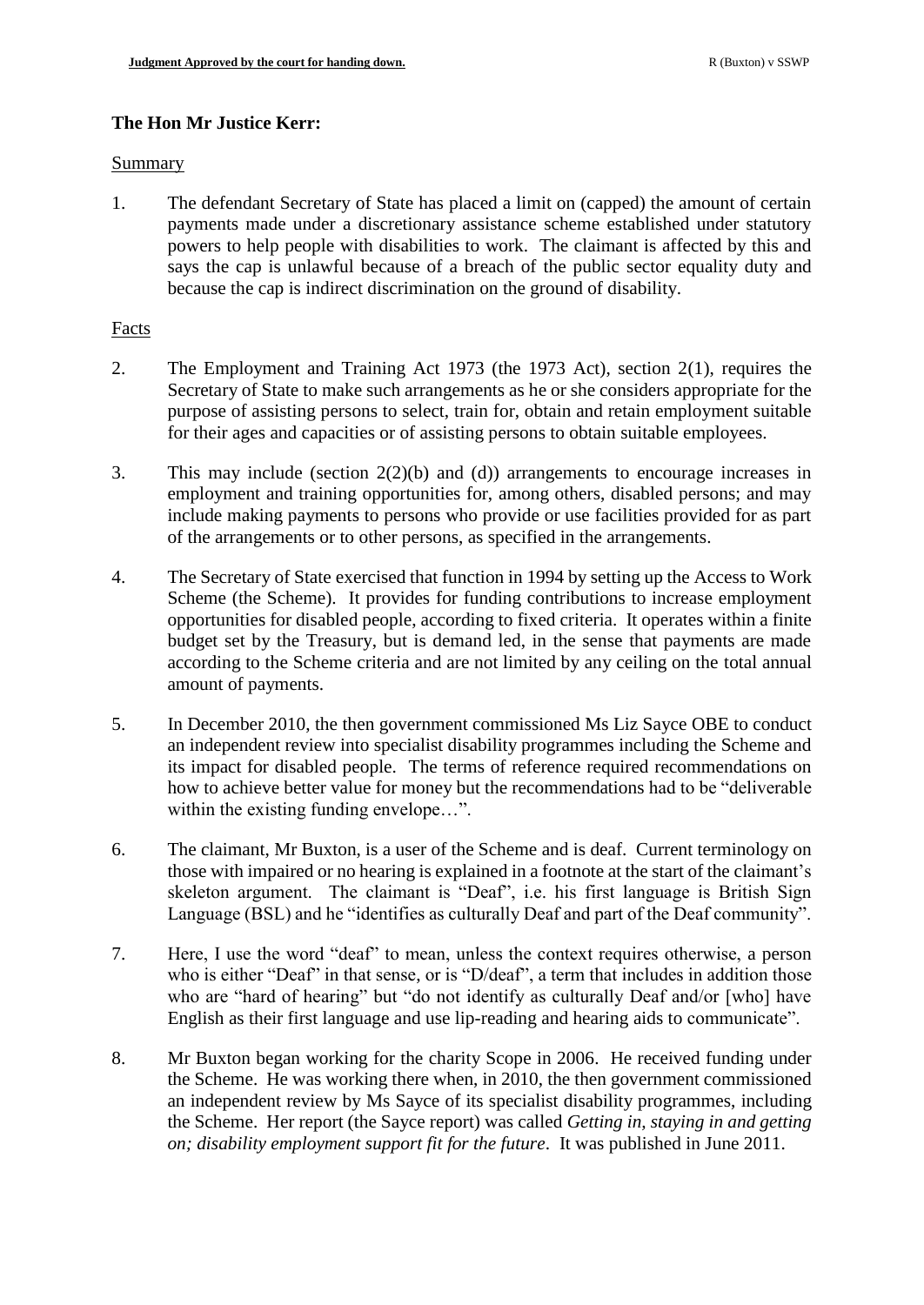**The Hon Mr Justice Kerr:**

Summary

1. The defendant Secretary of State has placed a limit on (capped) the amount of certain payments made under a discretionary assistance scheme established under statutory powers to help people with disabilities to work. The claimant is affected by this and says the cap is unlawful because of a breach of the public sector equality duty and because the cap is indirect discrimination on the ground of disability.

Facts

2. The Employment and Training Act 1973 (the 1973 Act), section 2(1), requires the Secretary of State to make such arrangements as he or she considers appropriate for the purpose of assisting persons to select, train for, obtain and retain employment suitable for their ages and capacities or of assisting persons to obtain suitable employees.

3. This may include (section 2(2)(b) and (d)) arrangements to encourage increases in employment and training opportunities for, among others, disabled persons; and may include making payments to persons who provide or use facilities provided for as part of the arrangements or to other persons, as specified in the arrangements.

4. The Secretary of State exercised that function in 1994 by setting up the Access to Work Scheme (the Scheme). It provides for funding contributions to increase employment opportunities for disabled people, according to fixed criteria. It operates within a finite budget set by the Treasury, but is demand led, in the sense that payments are made according to the Scheme criteria and are not limited by any ceiling on the total annual amount of payments.

5. In December 2010, the then government commissioned Ms Liz Sayce OBE to conduct an independent review into specialist disability programmes including the Scheme and its impact for disabled people. The terms of reference required recommendations on how to achieve better value for money but the recommendations had to be "deliverable within the existing funding envelope…".

6. The claimant, Mr Buxton, is a user of the Scheme and is deaf. Current terminology on those with impaired or no hearing is explained in a footnote at the start of the claimant's skeleton argument. The claimant is "Deaf", i.e. his first language is British Sign Language (BSL) and he "identifies as culturally Deaf and part of the Deaf community".

7. Here, I use the word "deaf" to mean, unless the context requires otherwise, a person who is either "Deaf" in that sense, or is "D/deaf", a term that includes in addition those who are "hard of hearing" but "do not identify as culturally Deaf and/or [who] have English as their first language and use lip-reading and hearing aids to communicate".

8. Mr Buxton began working for the charity Scope in 2006. He received funding under the Scheme. He was working there when, in 2010, the then government commissioned an independent review by Ms Sayce of its specialist disability programmes, including the Scheme. Her report (the Sayce report) was called *Getting in, staying in and getting on; disability employment support fit for the future*. It was published in June 2011.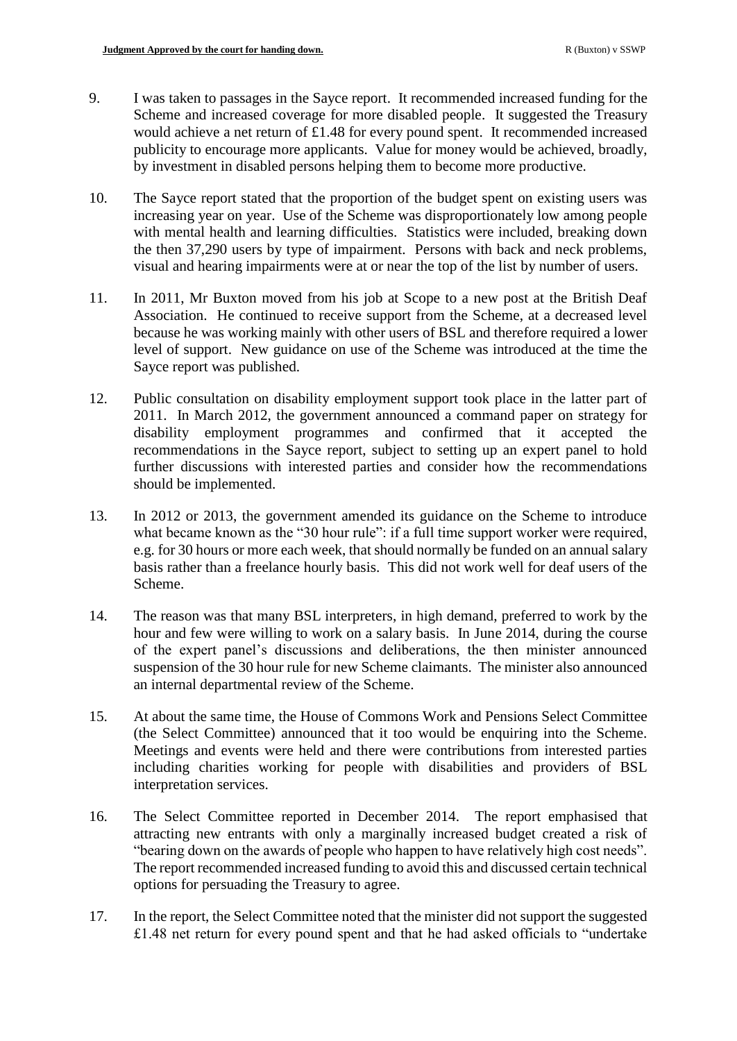9. I was taken to passages in the Sayce report. It recommended increased funding for the Scheme and increased coverage for more disabled people. It suggested the Treasury would achieve a net return of £1.48 for every pound spent. It recommended increased publicity to encourage more applicants. Value for money would be achieved, broadly, by investment in disabled persons helping them to become more productive.

10. The Sayce report stated that the proportion of the budget spent on existing users was increasing year on year. Use of the Scheme was disproportionately low among people with mental health and learning difficulties. Statistics were included, breaking down the then 37,290 users by type of impairment. Persons with back and neck problems, visual and hearing impairments were at or near the top of the list by number of users.

11. In 2011, Mr Buxton moved from his job at Scope to a new post at the British Deaf Association. He continued to receive support from the Scheme, at a decreased level because he was working mainly with other users of BSL and therefore required a lower level of support. New guidance on use of the Scheme was introduced at the time the Sayce report was published.

12. Public consultation on disability employment support took place in the latter part of 2011. In March 2012, the government announced a command paper on strategy for disability employment programmes and confirmed that it accepted the recommendations in the Sayce report, subject to setting up an expert panel to hold further discussions with interested parties and consider how the recommendations should be implemented.

13. In 2012 or 2013, the government amended its guidance on the Scheme to introduce what became known as the "30 hour rule": if a full time support worker were required, e.g. for 30 hours or more each week, that should normally be funded on an annual salary basis rather than a freelance hourly basis. This did not work well for deaf users of the Scheme.

14. The reason was that many BSL interpreters, in high demand, preferred to work by the hour and few were willing to work on a salary basis. In June 2014, during the course of the expert panel's discussions and deliberations, the then minister announced suspension of the 30 hour rule for new Scheme claimants. The minister also announced an internal departmental review of the Scheme.

15. At about the same time, the House of Commons Work and Pensions Select Committee (the Select Committee) announced that it too would be enquiring into the Scheme. Meetings and events were held and there were contributions from interested parties including charities working for people with disabilities and providers of BSL interpretation services.

16. The Select Committee reported in December 2014. The report emphasised that attracting new entrants with only a marginally increased budget created a risk of "bearing down on the awards of people who happen to have relatively high cost needs". The report recommended increased funding to avoid this and discussed certain technical options for persuading the Treasury to agree.

17. In the report, the Select Committee noted that the minister did not support the suggested £1.48 net return for every pound spent and that he had asked officials to "undertake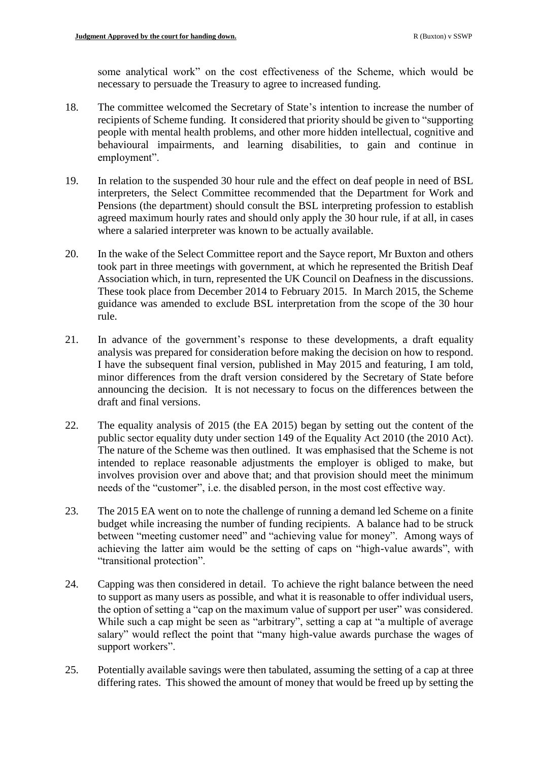some analytical work" on the cost effectiveness of the Scheme, which would be necessary to persuade the Treasury to agree to increased funding.

18. The committee welcomed the Secretary of State's intention to increase the number of recipients of Scheme funding. It considered that priority should be given to "supporting people with mental health problems, and other more hidden intellectual, cognitive and behavioural impairments, and learning disabilities, to gain and continue in employment".

19. In relation to the suspended 30 hour rule and the effect on deaf people in need of BSL interpreters, the Select Committee recommended that the Department for Work and Pensions (the department) should consult the BSL interpreting profession to establish agreed maximum hourly rates and should only apply the 30 hour rule, if at all, in cases where a salaried interpreter was known to be actually available.

20. In the wake of the Select Committee report and the Sayce report, Mr Buxton and others took part in three meetings with government, at which he represented the British Deaf Association which, in turn, represented the UK Council on Deafness in the discussions. These took place from December 2014 to February 2015. In March 2015, the Scheme guidance was amended to exclude BSL interpretation from the scope of the 30 hour rule.

21. In advance of the government's response to these developments, a draft equality analysis was prepared for consideration before making the decision on how to respond. I have the subsequent final version, published in May 2015 and featuring, I am told, minor differences from the draft version considered by the Secretary of State before announcing the decision. It is not necessary to focus on the differences between the draft and final versions.

22. The equality analysis of 2015 (the EA 2015) began by setting out the content of the public sector equality duty under section 149 of the Equality Act 2010 (the 2010 Act). The nature of the Scheme was then outlined. It was emphasised that the Scheme is not intended to replace reasonable adjustments the employer is obliged to make, but involves provision over and above that; and that provision should meet the minimum needs of the "customer", i.e. the disabled person, in the most cost effective way.

23. The 2015 EA went on to note the challenge of running a demand led Scheme on a finite budget while increasing the number of funding recipients. A balance had to be struck between "meeting customer need" and "achieving value for money". Among ways of achieving the latter aim would be the setting of caps on "high-value awards", with "transitional protection".

24. Capping was then considered in detail. To achieve the right balance between the need to support as many users as possible, and what it is reasonable to offer individual users, the option of setting a "cap on the maximum value of support per user" was considered. While such a cap might be seen as "arbitrary", setting a cap at "a multiple of average salary" would reflect the point that "many high-value awards purchase the wages of support workers".

25. Potentially available savings were then tabulated, assuming the setting of a cap at three differing rates. This showed the amount of money that would be freed up by setting the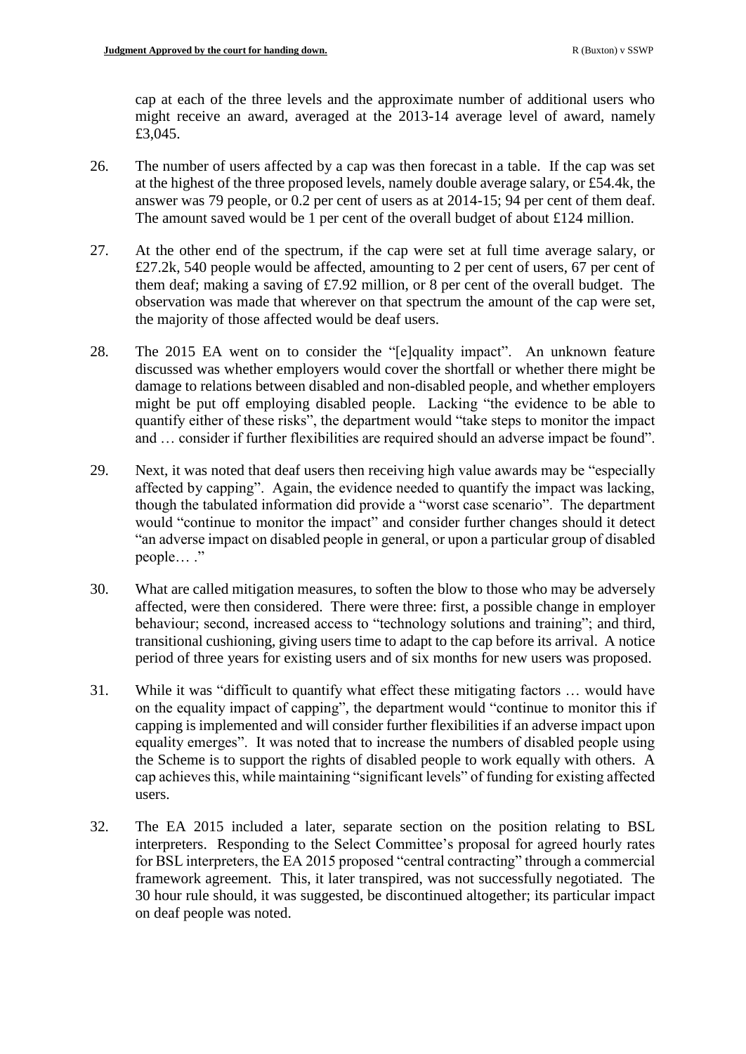cap at each of the three levels and the approximate number of additional users who might receive an award, averaged at the 2013-14 average level of award, namely £3,045.

26. The number of users affected by a cap was then forecast in a table. If the cap was set at the highest of the three proposed levels, namely double average salary, or £54.4k, the answer was 79 people, or 0.2 per cent of users as at 2014-15; 94 per cent of them deaf. The amount saved would be 1 per cent of the overall budget of about £124 million.

27. At the other end of the spectrum, if the cap were set at full time average salary, or £27.2k, 540 people would be affected, amounting to 2 per cent of users, 67 per cent of them deaf; making a saving of £7.92 million, or 8 per cent of the overall budget. The observation was made that wherever on that spectrum the amount of the cap were set, the majority of those affected would be deaf users.

28. The 2015 EA went on to consider the "[e]quality impact". An unknown feature discussed was whether employers would cover the shortfall or whether there might be damage to relations between disabled and non-disabled people, and whether employers might be put off employing disabled people. Lacking "the evidence to be able to quantify either of these risks", the department would "take steps to monitor the impact and … consider if further flexibilities are required should an adverse impact be found".

29. Next, it was noted that deaf users then receiving high value awards may be "especially affected by capping". Again, the evidence needed to quantify the impact was lacking, though the tabulated information did provide a "worst case scenario". The department would "continue to monitor the impact" and consider further changes should it detect "an adverse impact on disabled people in general, or upon a particular group of disabled people… ."

30. What are called mitigation measures, to soften the blow to those who may be adversely affected, were then considered. There were three: first, a possible change in employer behaviour; second, increased access to "technology solutions and training"; and third, transitional cushioning, giving users time to adapt to the cap before its arrival. A notice period of three years for existing users and of six months for new users was proposed.

31. While it was "difficult to quantify what effect these mitigating factors … would have on the equality impact of capping", the department would "continue to monitor this if capping is implemented and will consider further flexibilities if an adverse impact upon equality emerges". It was noted that to increase the numbers of disabled people using the Scheme is to support the rights of disabled people to work equally with others. A cap achieves this, while maintaining "significant levels" of funding for existing affected users.

32. The EA 2015 included a later, separate section on the position relating to BSL interpreters. Responding to the Select Committee's proposal for agreed hourly rates for BSL interpreters, the EA 2015 proposed "central contracting" through a commercial framework agreement. This, it later transpired, was not successfully negotiated. The 30 hour rule should, it was suggested, be discontinued altogether; its particular impact on deaf people was noted.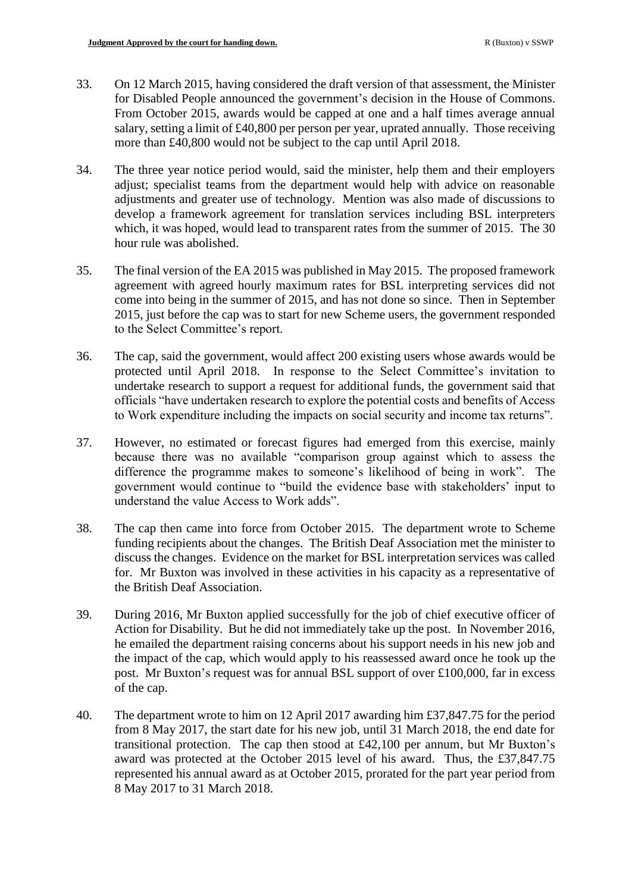33. On 12 March 2015, having considered the draft version of that assessment, the Minister for Disabled People announced the government's decision in the House of Commons. From October 2015, awards would be capped at one and a half times average annual salary, setting a limit of £40,800 per person per year, uprated annually. Those receiving more than £40,800 would not be subject to the cap until April 2018.

34. The three year notice period would, said the minister, help them and their employers adjust; specialist teams from the department would help with advice on reasonable adjustments and greater use of technology. Mention was also made of discussions to develop a framework agreement for translation services including BSL interpreters which, it was hoped, would lead to transparent rates from the summer of 2015. The 30 hour rule was abolished.

35. The final version of the EA 2015 was published in May 2015. The proposed framework agreement with agreed hourly maximum rates for BSL interpreting services did not come into being in the summer of 2015, and has not done so since. Then in September 2015, just before the cap was to start for new Scheme users, the government responded to the Select Committee's report.

36. The cap, said the government, would affect 200 existing users whose awards would be protected until April 2018. In response to the Select Committee's invitation to undertake research to support a request for additional funds, the government said that officials "have undertaken research to explore the potential costs and benefits of Access to Work expenditure including the impacts on social security and income tax returns".

37. However, no estimated or forecast figures had emerged from this exercise, mainly because there was no available "comparison group against which to assess the difference the programme makes to someone's likelihood of being in work". The government would continue to "build the evidence base with stakeholders' input to understand the value Access to Work adds".

38. The cap then came into force from October 2015. The department wrote to Scheme funding recipients about the changes. The British Deaf Association met the minister to discuss the changes. Evidence on the market for BSL interpretation services was called for. Mr Buxton was involved in these activities in his capacity as a representative of the British Deaf Association.

39. During 2016, Mr Buxton applied successfully for the job of chief executive officer of Action for Disability. But he did not immediately take up the post. In November 2016, he emailed the department raising concerns about his support needs in his new job and the impact of the cap, which would apply to his reassessed award once he took up the post. Mr Buxton's request was for annual BSL support of over £100,000, far in excess of the cap.

40. The department wrote to him on 12 April 2017 awarding him £37,847.75 for the period from 8 May 2017, the start date for his new job, until 31 March 2018, the end date for transitional protection. The cap then stood at £42,100 per annum, but Mr Buxton's award was protected at the October 2015 level of his award. Thus, the £37,847.75 represented his annual award as at October 2015, prorated for the part year period from 8 May 2017 to 31 March 2018.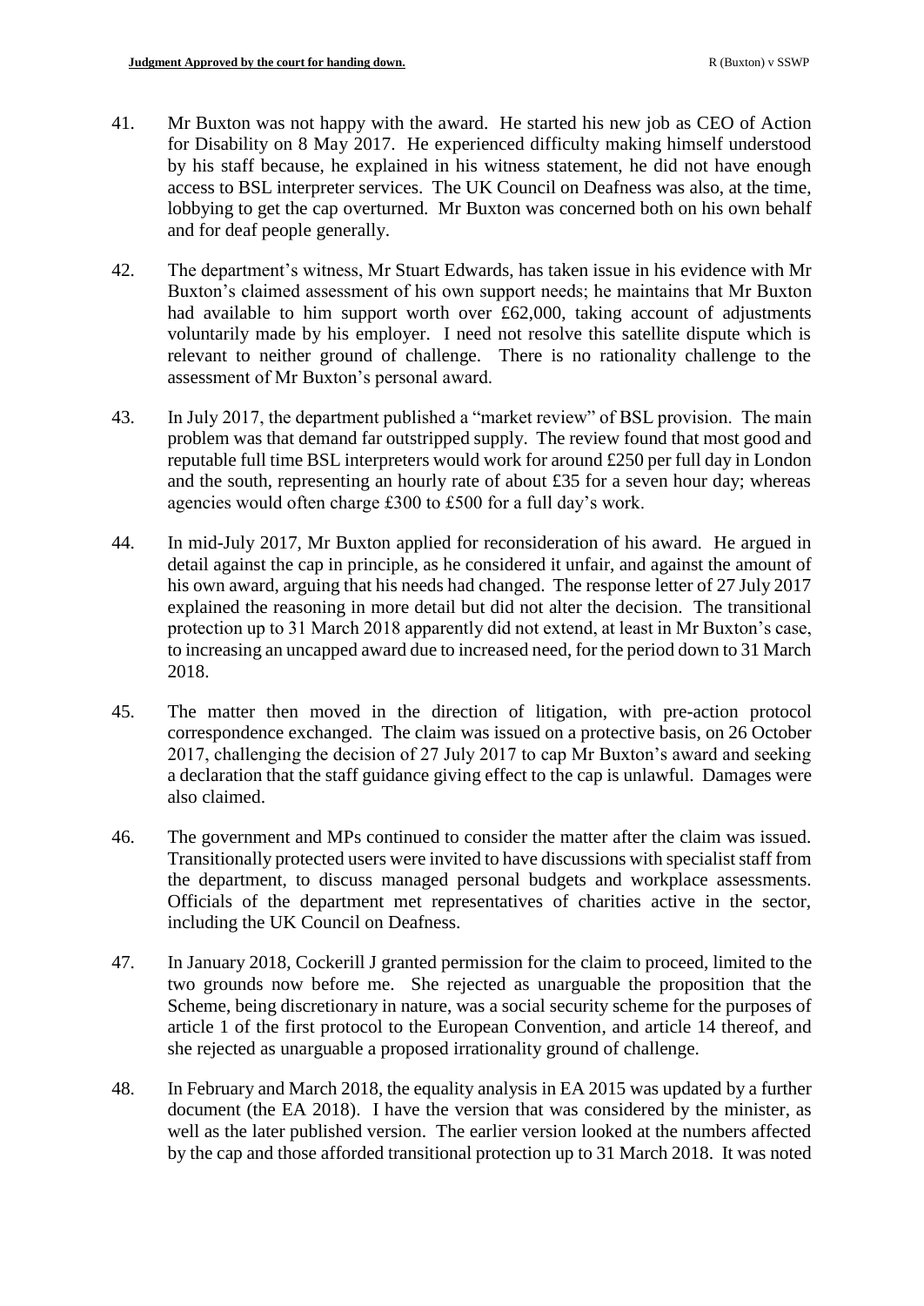41. Mr Buxton was not happy with the award. He started his new job as CEO of Action for Disability on 8 May 2017. He experienced difficulty making himself understood by his staff because, he explained in his witness statement, he did not have enough access to BSL interpreter services. The UK Council on Deafness was also, at the time, lobbying to get the cap overturned. Mr Buxton was concerned both on his own behalf and for deaf people generally.

42. The department's witness, Mr Stuart Edwards, has taken issue in his evidence with Mr Buxton's claimed assessment of his own support needs; he maintains that Mr Buxton had available to him support worth over £62,000, taking account of adjustments voluntarily made by his employer. I need not resolve this satellite dispute which is relevant to neither ground of challenge. There is no rationality challenge to the assessment of Mr Buxton's personal award.

43. In July 2017, the department published a "market review" of BSL provision. The main problem was that demand far outstripped supply. The review found that most good and reputable full time BSL interpreters would work for around £250 per full day in London and the south, representing an hourly rate of about £35 for a seven hour day; whereas agencies would often charge £300 to £500 for a full day's work.

44. In mid-July 2017, Mr Buxton applied for reconsideration of his award. He argued in detail against the cap in principle, as he considered it unfair, and against the amount of his own award, arguing that his needs had changed. The response letter of 27 July 2017 explained the reasoning in more detail but did not alter the decision. The transitional protection up to 31 March 2018 apparently did not extend, at least in Mr Buxton's case, to increasing an uncapped award due to increased need, for the period down to 31 March 2018.

45. The matter then moved in the direction of litigation, with pre-action protocol correspondence exchanged. The claim was issued on a protective basis, on 26 October 2017, challenging the decision of 27 July 2017 to cap Mr Buxton's award and seeking a declaration that the staff guidance giving effect to the cap is unlawful. Damages were also claimed.

46. The government and MPs continued to consider the matter after the claim was issued. Transitionally protected users were invited to have discussions with specialist staff from the department, to discuss managed personal budgets and workplace assessments. Officials of the department met representatives of charities active in the sector, including the UK Council on Deafness.

47. In January 2018, Cockerill J granted permission for the claim to proceed, limited to the two grounds now before me. She rejected as unarguable the proposition that the Scheme, being discretionary in nature, was a social security scheme for the purposes of article 1 of the first protocol to the European Convention, and article 14 thereof, and she rejected as unarguable a proposed irrationality ground of challenge.

48. In February and March 2018, the equality analysis in EA 2015 was updated by a further document (the EA 2018). I have the version that was considered by the minister, as well as the later published version. The earlier version looked at the numbers affected by the cap and those afforded transitional protection up to 31 March 2018. It was noted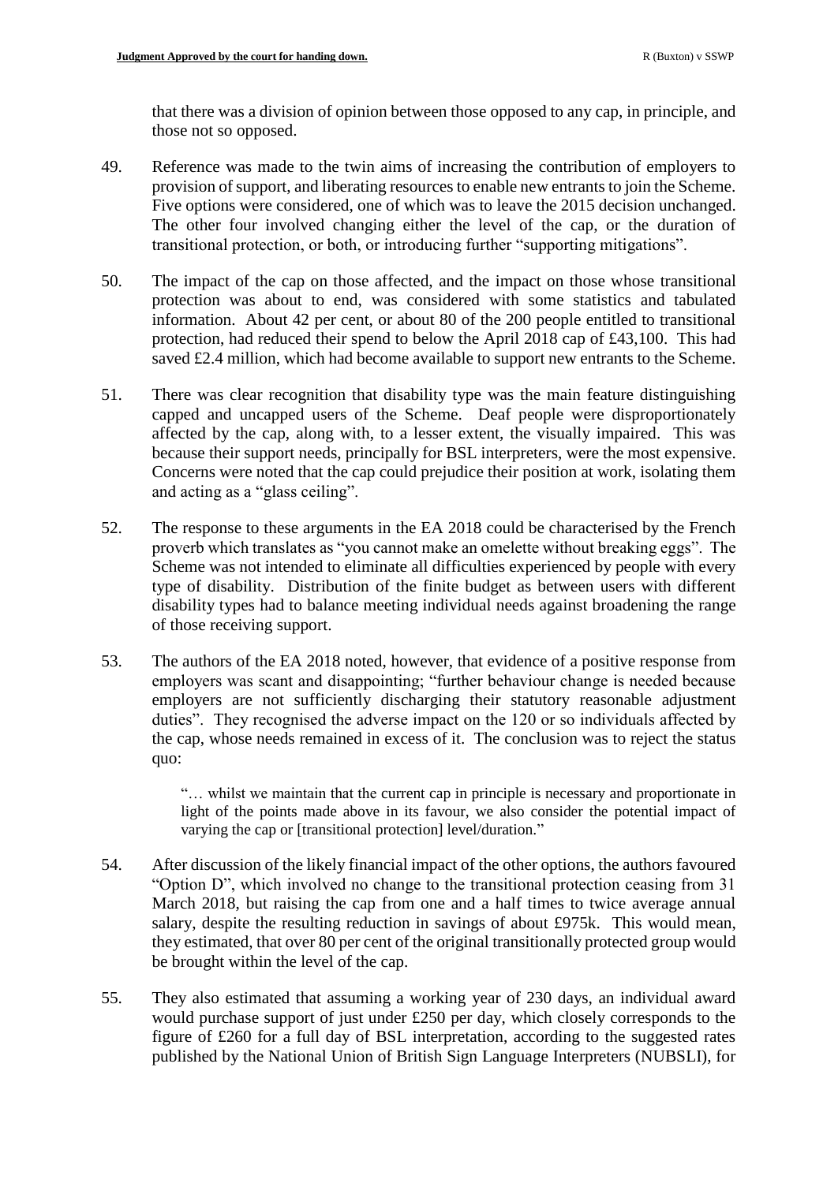that there was a division of opinion between those opposed to any cap, in principle, and those not so opposed.

49. Reference was made to the twin aims of increasing the contribution of employers to provision of support, and liberating resources to enable new entrants to join the Scheme. Five options were considered, one of which was to leave the 2015 decision unchanged. The other four involved changing either the level of the cap, or the duration of transitional protection, or both, or introducing further "supporting mitigations".

50. The impact of the cap on those affected, and the impact on those whose transitional protection was about to end, was considered with some statistics and tabulated information. About 42 per cent, or about 80 of the 200 people entitled to transitional protection, had reduced their spend to below the April 2018 cap of £43,100. This had saved £2.4 million, which had become available to support new entrants to the Scheme.

51. There was clear recognition that disability type was the main feature distinguishing capped and uncapped users of the Scheme. Deaf people were disproportionately affected by the cap, along with, to a lesser extent, the visually impaired. This was because their support needs, principally for BSL interpreters, were the most expensive. Concerns were noted that the cap could prejudice their position at work, isolating them and acting as a "glass ceiling".

52. The response to these arguments in the EA 2018 could be characterised by the French proverb which translates as "you cannot make an omelette without breaking eggs". The Scheme was not intended to eliminate all difficulties experienced by people with every type of disability. Distribution of the finite budget as between users with different disability types had to balance meeting individual needs against broadening the range of those receiving support.

53. The authors of the EA 2018 noted, however, that evidence of a positive response from employers was scant and disappointing; "further behaviour change is needed because employers are not sufficiently discharging their statutory reasonable adjustment duties". They recognised the adverse impact on the 120 or so individuals affected by the cap, whose needs remained in excess of it. The conclusion was to reject the status quo:

> "… whilst we maintain that the current cap in principle is necessary and proportionate in light of the points made above in its favour, we also consider the potential impact of varying the cap or [transitional protection] level/duration."

54. After discussion of the likely financial impact of the other options, the authors favoured "Option D", which involved no change to the transitional protection ceasing from 31 March 2018, but raising the cap from one and a half times to twice average annual salary, despite the resulting reduction in savings of about £975k. This would mean, they estimated, that over 80 per cent of the original transitionally protected group would be brought within the level of the cap.

55. They also estimated that assuming a working year of 230 days, an individual award would purchase support of just under £250 per day, which closely corresponds to the figure of £260 for a full day of BSL interpretation, according to the suggested rates published by the National Union of British Sign Language Interpreters (NUBSLI), for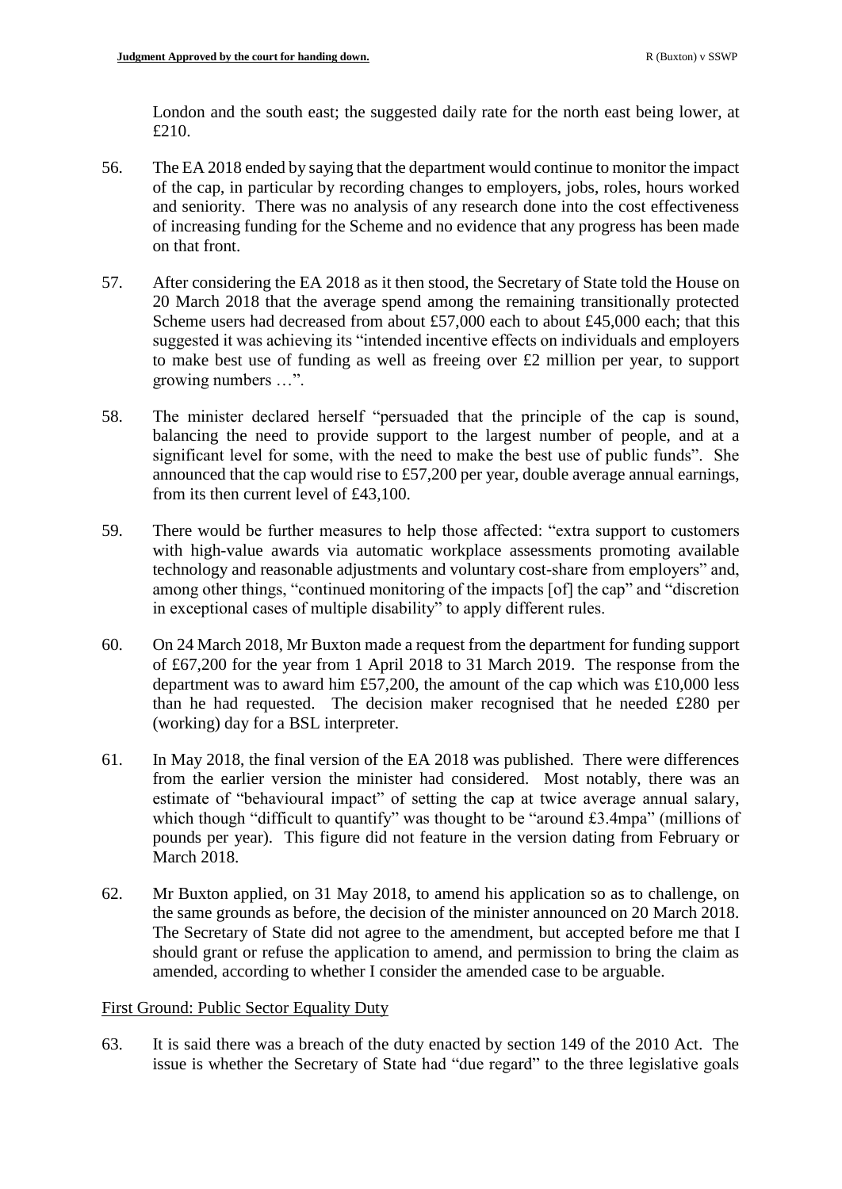London and the south east; the suggested daily rate for the north east being lower, at £210.

56. The EA 2018 ended by saying that the department would continue to monitor the impact of the cap, in particular by recording changes to employers, jobs, roles, hours worked and seniority. There was no analysis of any research done into the cost effectiveness of increasing funding for the Scheme and no evidence that any progress has been made on that front.

57. After considering the EA 2018 as it then stood, the Secretary of State told the House on 20 March 2018 that the average spend among the remaining transitionally protected Scheme users had decreased from about £57,000 each to about £45,000 each; that this suggested it was achieving its "intended incentive effects on individuals and employers to make best use of funding as well as freeing over £2 million per year, to support growing numbers …".

58. The minister declared herself "persuaded that the principle of the cap is sound, balancing the need to provide support to the largest number of people, and at a significant level for some, with the need to make the best use of public funds". She announced that the cap would rise to £57,200 per year, double average annual earnings, from its then current level of £43,100.

59. There would be further measures to help those affected: "extra support to customers with high-value awards via automatic workplace assessments promoting available technology and reasonable adjustments and voluntary cost-share from employers" and, among other things, "continued monitoring of the impacts [of] the cap" and "discretion in exceptional cases of multiple disability" to apply different rules.

60. On 24 March 2018, Mr Buxton made a request from the department for funding support of £67,200 for the year from 1 April 2018 to 31 March 2019. The response from the department was to award him £57,200, the amount of the cap which was £10,000 less than he had requested. The decision maker recognised that he needed £280 per (working) day for a BSL interpreter.

61. In May 2018, the final version of the EA 2018 was published. There were differences from the earlier version the minister had considered. Most notably, there was an estimate of "behavioural impact" of setting the cap at twice average annual salary, which though "difficult to quantify" was thought to be "around £3.4mpa" (millions of pounds per year). This figure did not feature in the version dating from February or March 2018.

62. Mr Buxton applied, on 31 May 2018, to amend his application so as to challenge, on the same grounds as before, the decision of the minister announced on 20 March 2018. The Secretary of State did not agree to the amendment, but accepted before me that I should grant or refuse the application to amend, and permission to bring the claim as amended, according to whether I consider the amended case to be arguable.

## First Ground: Public Sector Equality Duty

63. It is said there was a breach of the duty enacted by section 149 of the 2010 Act. The issue is whether the Secretary of State had "due regard" to the three legislative goals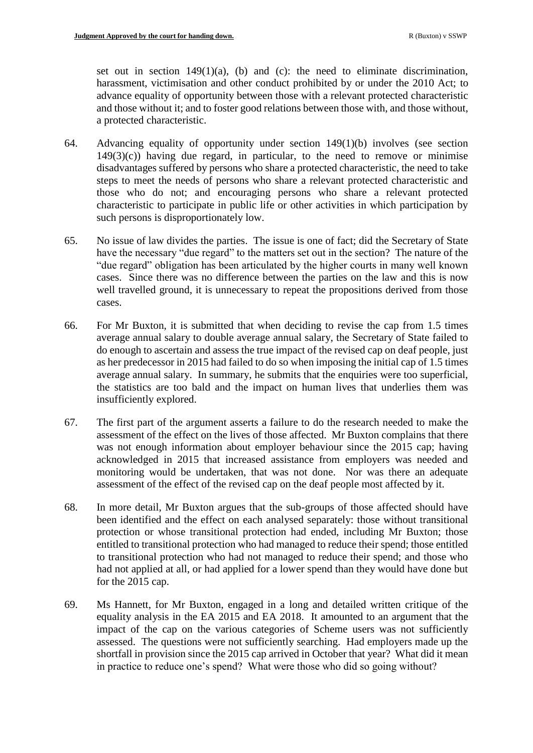set out in section 149(1)(a), (b) and (c): the need to eliminate discrimination, harassment, victimisation and other conduct prohibited by or under the 2010 Act; to advance equality of opportunity between those with a relevant protected characteristic and those without it; and to foster good relations between those with, and those without, a protected characteristic.

64. Advancing equality of opportunity under section 149(1)(b) involves (see section 149(3)(c)) having due regard, in particular, to the need to remove or minimise disadvantages suffered by persons who share a protected characteristic, the need to take steps to meet the needs of persons who share a relevant protected characteristic and those who do not; and encouraging persons who share a relevant protected characteristic to participate in public life or other activities in which participation by such persons is disproportionately low.

65. No issue of law divides the parties. The issue is one of fact; did the Secretary of State have the necessary "due regard" to the matters set out in the section? The nature of the "due regard" obligation has been articulated by the higher courts in many well known cases. Since there was no difference between the parties on the law and this is now well travelled ground, it is unnecessary to repeat the propositions derived from those cases.

66. For Mr Buxton, it is submitted that when deciding to revise the cap from 1.5 times average annual salary to double average annual salary, the Secretary of State failed to do enough to ascertain and assess the true impact of the revised cap on deaf people, just as her predecessor in 2015 had failed to do so when imposing the initial cap of 1.5 times average annual salary. In summary, he submits that the enquiries were too superficial, the statistics are too bald and the impact on human lives that underlies them was insufficiently explored.

67. The first part of the argument asserts a failure to do the research needed to make the assessment of the effect on the lives of those affected. Mr Buxton complains that there was not enough information about employer behaviour since the 2015 cap; having acknowledged in 2015 that increased assistance from employers was needed and monitoring would be undertaken, that was not done. Nor was there an adequate assessment of the effect of the revised cap on the deaf people most affected by it.

68. In more detail, Mr Buxton argues that the sub-groups of those affected should have been identified and the effect on each analysed separately: those without transitional protection or whose transitional protection had ended, including Mr Buxton; those entitled to transitional protection who had managed to reduce their spend; those entitled to transitional protection who had not managed to reduce their spend; and those who had not applied at all, or had applied for a lower spend than they would have done but for the 2015 cap.

69. Ms Hannett, for Mr Buxton, engaged in a long and detailed written critique of the equality analysis in the EA 2015 and EA 2018. It amounted to an argument that the impact of the cap on the various categories of Scheme users was not sufficiently assessed. The questions were not sufficiently searching. Had employers made up the shortfall in provision since the 2015 cap arrived in October that year? What did it mean in practice to reduce one's spend? What were those who did so going without?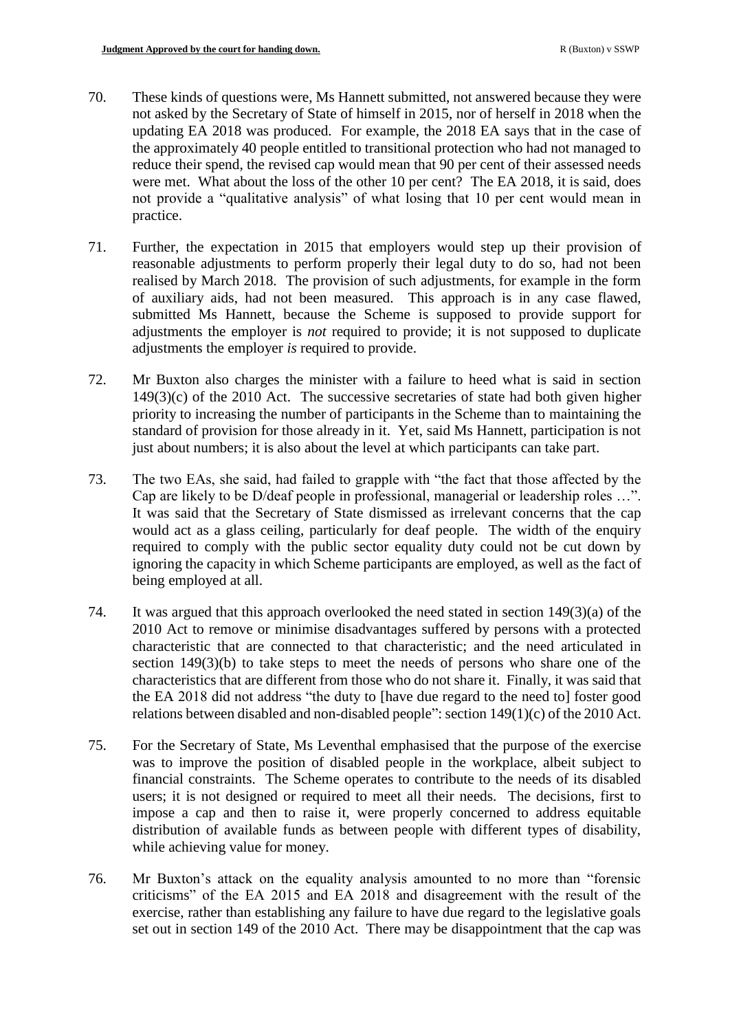70. These kinds of questions were, Ms Hannett submitted, not answered because they were not asked by the Secretary of State of himself in 2015, nor of herself in 2018 when the updating EA 2018 was produced. For example, the 2018 EA says that in the case of the approximately 40 people entitled to transitional protection who had not managed to reduce their spend, the revised cap would mean that 90 per cent of their assessed needs were met. What about the loss of the other 10 per cent? The EA 2018, it is said, does not provide a "qualitative analysis" of what losing that 10 per cent would mean in practice.

71. Further, the expectation in 2015 that employers would step up their provision of reasonable adjustments to perform properly their legal duty to do so, had not been realised by March 2018. The provision of such adjustments, for example in the form of auxiliary aids, had not been measured. This approach is in any case flawed, submitted Ms Hannett, because the Scheme is supposed to provide support for adjustments the employer is *not* required to provide; it is not supposed to duplicate adjustments the employer *is* required to provide.

72. Mr Buxton also charges the minister with a failure to heed what is said in section 149(3)(c) of the 2010 Act. The successive secretaries of state had both given higher priority to increasing the number of participants in the Scheme than to maintaining the standard of provision for those already in it. Yet, said Ms Hannett, participation is not just about numbers; it is also about the level at which participants can take part.

73. The two EAs, she said, had failed to grapple with "the fact that those affected by the Cap are likely to be D/deaf people in professional, managerial or leadership roles …". It was said that the Secretary of State dismissed as irrelevant concerns that the cap would act as a glass ceiling, particularly for deaf people. The width of the enquiry required to comply with the public sector equality duty could not be cut down by ignoring the capacity in which Scheme participants are employed, as well as the fact of being employed at all.

74. It was argued that this approach overlooked the need stated in section 149(3)(a) of the 2010 Act to remove or minimise disadvantages suffered by persons with a protected characteristic that are connected to that characteristic; and the need articulated in section 149(3)(b) to take steps to meet the needs of persons who share one of the characteristics that are different from those who do not share it. Finally, it was said that the EA 2018 did not address "the duty to [have due regard to the need to] foster good relations between disabled and non-disabled people": section 149(1)(c) of the 2010 Act.

75. For the Secretary of State, Ms Leventhal emphasised that the purpose of the exercise was to improve the position of disabled people in the workplace, albeit subject to financial constraints. The Scheme operates to contribute to the needs of its disabled users; it is not designed or required to meet all their needs. The decisions, first to impose a cap and then to raise it, were properly concerned to address equitable distribution of available funds as between people with different types of disability, while achieving value for money.

76. Mr Buxton's attack on the equality analysis amounted to no more than "forensic criticisms" of the EA 2015 and EA 2018 and disagreement with the result of the exercise, rather than establishing any failure to have due regard to the legislative goals set out in section 149 of the 2010 Act. There may be disappointment that the cap was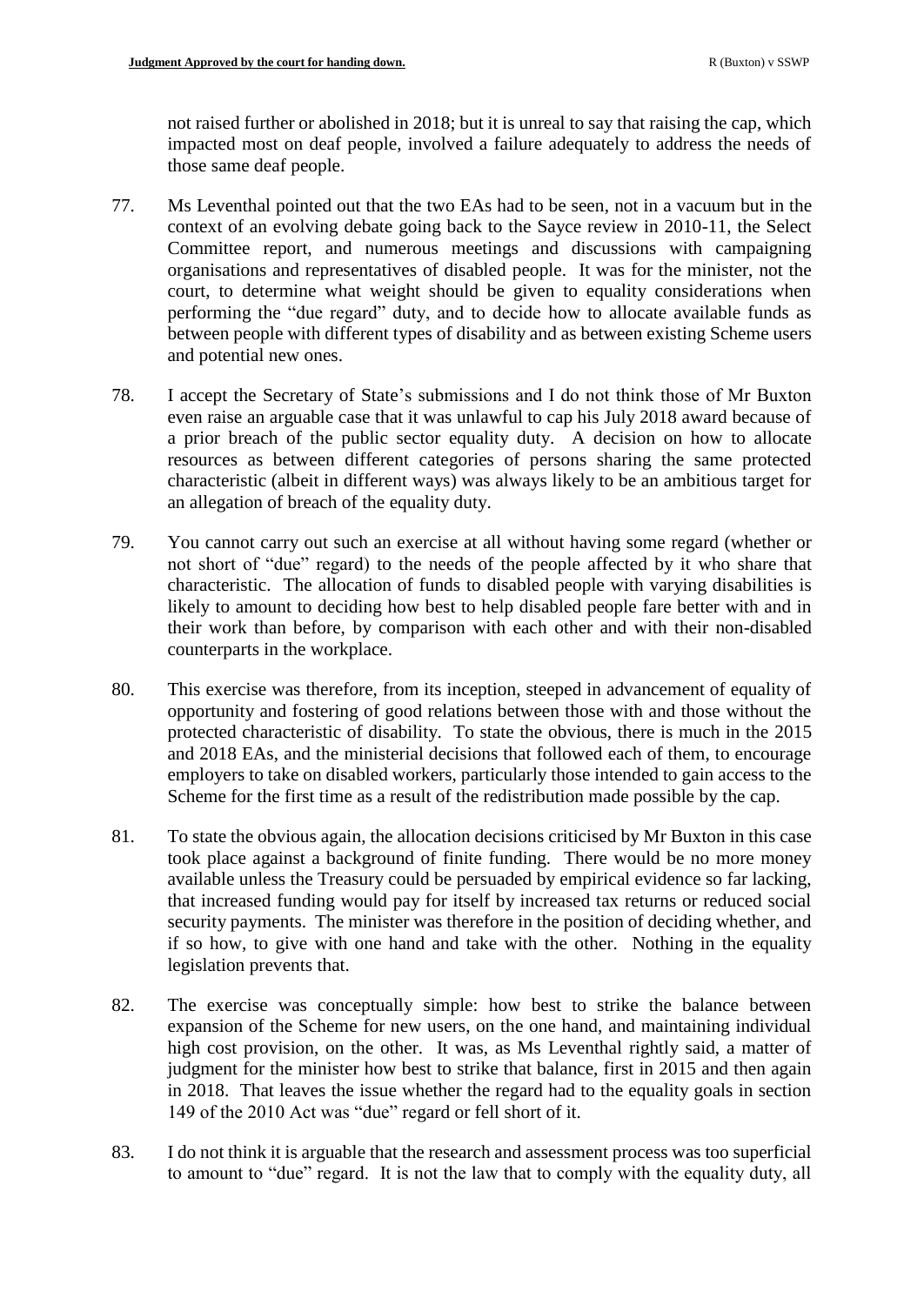not raised further or abolished in 2018; but it is unreal to say that raising the cap, which impacted most on deaf people, involved a failure adequately to address the needs of those same deaf people.

77. Ms Leventhal pointed out that the two EAs had to be seen, not in a vacuum but in the context of an evolving debate going back to the Sayce review in 2010-11, the Select Committee report, and numerous meetings and discussions with campaigning organisations and representatives of disabled people. It was for the minister, not the court, to determine what weight should be given to equality considerations when performing the "due regard" duty, and to decide how to allocate available funds as between people with different types of disability and as between existing Scheme users and potential new ones.

78. I accept the Secretary of State's submissions and I do not think those of Mr Buxton even raise an arguable case that it was unlawful to cap his July 2018 award because of a prior breach of the public sector equality duty. A decision on how to allocate resources as between different categories of persons sharing the same protected characteristic (albeit in different ways) was always likely to be an ambitious target for an allegation of breach of the equality duty.

79. You cannot carry out such an exercise at all without having some regard (whether or not short of "due" regard) to the needs of the people affected by it who share that characteristic. The allocation of funds to disabled people with varying disabilities is likely to amount to deciding how best to help disabled people fare better with and in their work than before, by comparison with each other and with their non-disabled counterparts in the workplace.

80. This exercise was therefore, from its inception, steeped in advancement of equality of opportunity and fostering of good relations between those with and those without the protected characteristic of disability. To state the obvious, there is much in the 2015 and 2018 EAs, and the ministerial decisions that followed each of them, to encourage employers to take on disabled workers, particularly those intended to gain access to the Scheme for the first time as a result of the redistribution made possible by the cap.

81. To state the obvious again, the allocation decisions criticised by Mr Buxton in this case took place against a background of finite funding. There would be no more money available unless the Treasury could be persuaded by empirical evidence so far lacking, that increased funding would pay for itself by increased tax returns or reduced social security payments. The minister was therefore in the position of deciding whether, and if so how, to give with one hand and take with the other. Nothing in the equality legislation prevents that.

82. The exercise was conceptually simple: how best to strike the balance between expansion of the Scheme for new users, on the one hand, and maintaining individual high cost provision, on the other. It was, as Ms Leventhal rightly said, a matter of judgment for the minister how best to strike that balance, first in 2015 and then again in 2018. That leaves the issue whether the regard had to the equality goals in section 149 of the 2010 Act was "due" regard or fell short of it.

83. I do not think it is arguable that the research and assessment process was too superficial to amount to "due" regard. It is not the law that to comply with the equality duty, all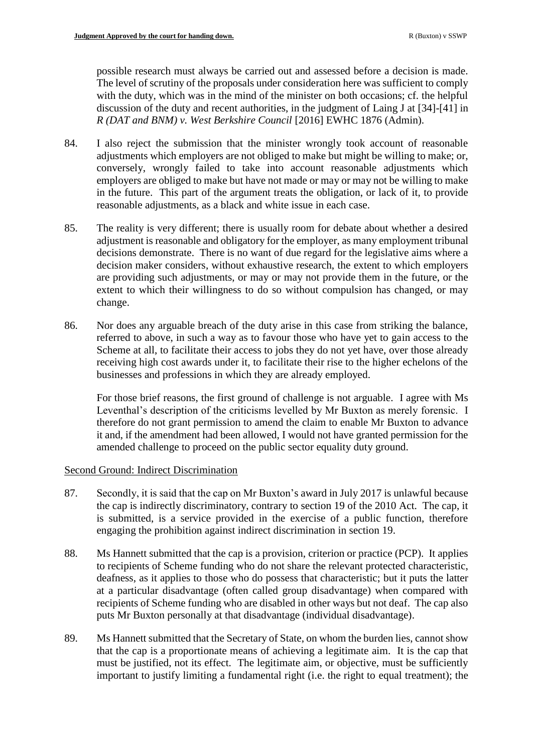possible research must always be carried out and assessed before a decision is made. The level of scrutiny of the proposals under consideration here was sufficient to comply with the duty, which was in the mind of the minister on both occasions; cf. the helpful discussion of the duty and recent authorities, in the judgment of Laing J at [34]-[41] in *R (DAT and BNM) v. West Berkshire Council* [2016] EWHC 1876 (Admin).

84. I also reject the submission that the minister wrongly took account of reasonable adjustments which employers are not obliged to make but might be willing to make; or, conversely, wrongly failed to take into account reasonable adjustments which employers are obliged to make but have not made or may or may not be willing to make in the future. This part of the argument treats the obligation, or lack of it, to provide reasonable adjustments, as a black and white issue in each case.

85. The reality is very different; there is usually room for debate about whether a desired adjustment is reasonable and obligatory for the employer, as many employment tribunal decisions demonstrate. There is no want of due regard for the legislative aims where a decision maker considers, without exhaustive research, the extent to which employers are providing such adjustments, or may or may not provide them in the future, or the extent to which their willingness to do so without compulsion has changed, or may change.

86. Nor does any arguable breach of the duty arise in this case from striking the balance, referred to above, in such a way as to favour those who have yet to gain access to the Scheme at all, to facilitate their access to jobs they do not yet have, over those already receiving high cost awards under it, to facilitate their rise to the higher echelons of the businesses and professions in which they are already employed.

For those brief reasons, the first ground of challenge is not arguable. I agree with Ms Leventhal's description of the criticisms levelled by Mr Buxton as merely forensic. I therefore do not grant permission to amend the claim to enable Mr Buxton to advance it and, if the amendment had been allowed, I would not have granted permission for the amended challenge to proceed on the public sector equality duty ground.

## Second Ground: Indirect Discrimination

87. Secondly, it is said that the cap on Mr Buxton's award in July 2017 is unlawful because the cap is indirectly discriminatory, contrary to section 19 of the 2010 Act. The cap, it is submitted, is a service provided in the exercise of a public function, therefore engaging the prohibition against indirect discrimination in section 19.

88. Ms Hannett submitted that the cap is a provision, criterion or practice (PCP). It applies to recipients of Scheme funding who do not share the relevant protected characteristic, deafness, as it applies to those who do possess that characteristic; but it puts the latter at a particular disadvantage (often called group disadvantage) when compared with recipients of Scheme funding who are disabled in other ways but not deaf. The cap also puts Mr Buxton personally at that disadvantage (individual disadvantage).

89. Ms Hannett submitted that the Secretary of State, on whom the burden lies, cannot show that the cap is a proportionate means of achieving a legitimate aim. It is the cap that must be justified, not its effect. The legitimate aim, or objective, must be sufficiently important to justify limiting a fundamental right (i.e. the right to equal treatment); the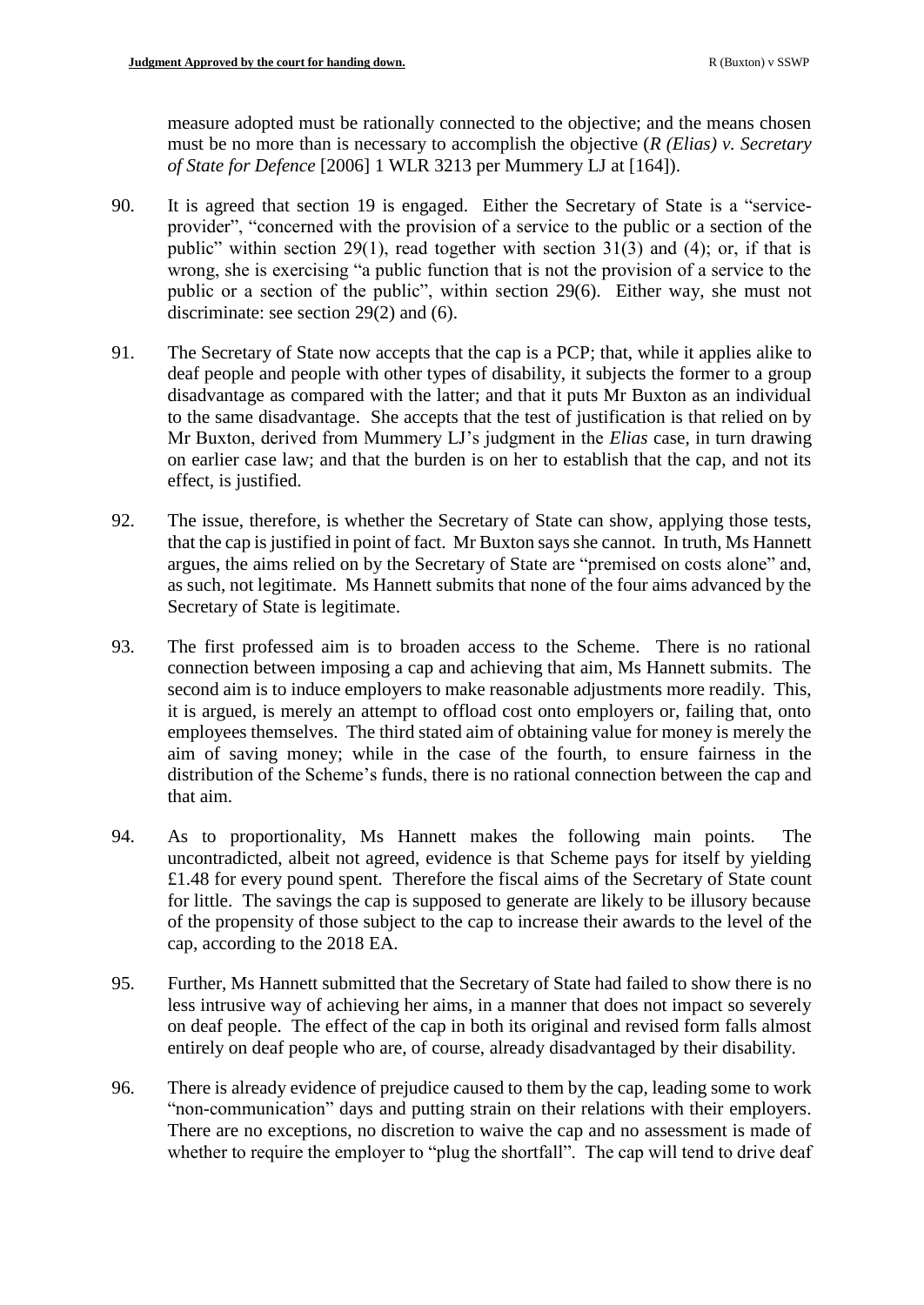measure adopted must be rationally connected to the objective; and the means chosen must be no more than is necessary to accomplish the objective (*R (Elias) v. Secretary of State for Defence* [2006] 1 WLR 3213 per Mummery LJ at [164]).

90. It is agreed that section 19 is engaged. Either the Secretary of State is a "service-provider", "concerned with the provision of a service to the public or a section of the public" within section 29(1), read together with section 31(3) and (4); or, if that is wrong, she is exercising "a public function that is not the provision of a service to the public or a section of the public", within section 29(6). Either way, she must not discriminate: see section 29(2) and (6).

91. The Secretary of State now accepts that the cap is a PCP; that, while it applies alike to deaf people and people with other types of disability, it subjects the former to a group disadvantage as compared with the latter; and that it puts Mr Buxton as an individual to the same disadvantage. She accepts that the test of justification is that relied on by Mr Buxton, derived from Mummery LJ's judgment in the *Elias* case, in turn drawing on earlier case law; and that the burden is on her to establish that the cap, and not its effect, is justified.

92. The issue, therefore, is whether the Secretary of State can show, applying those tests, that the cap is justified in point of fact. Mr Buxton says she cannot. In truth, Ms Hannett argues, the aims relied on by the Secretary of State are "premised on costs alone" and, as such, not legitimate. Ms Hannett submits that none of the four aims advanced by the Secretary of State is legitimate.

93. The first professed aim is to broaden access to the Scheme. There is no rational connection between imposing a cap and achieving that aim, Ms Hannett submits. The second aim is to induce employers to make reasonable adjustments more readily. This, it is argued, is merely an attempt to offload cost onto employers or, failing that, onto employees themselves. The third stated aim of obtaining value for money is merely the aim of saving money; while in the case of the fourth, to ensure fairness in the distribution of the Scheme's funds, there is no rational connection between the cap and that aim.

94. As to proportionality, Ms Hannett makes the following main points. The uncontradicted, albeit not agreed, evidence is that Scheme pays for itself by yielding £1.48 for every pound spent. Therefore the fiscal aims of the Secretary of State count for little. The savings the cap is supposed to generate are likely to be illusory because of the propensity of those subject to the cap to increase their awards to the level of the cap, according to the 2018 EA.

95. Further, Ms Hannett submitted that the Secretary of State had failed to show there is no less intrusive way of achieving her aims, in a manner that does not impact so severely on deaf people. The effect of the cap in both its original and revised form falls almost entirely on deaf people who are, of course, already disadvantaged by their disability.

96. There is already evidence of prejudice caused to them by the cap, leading some to work "non-communication" days and putting strain on their relations with their employers. There are no exceptions, no discretion to waive the cap and no assessment is made of whether to require the employer to "plug the shortfall". The cap will tend to drive deaf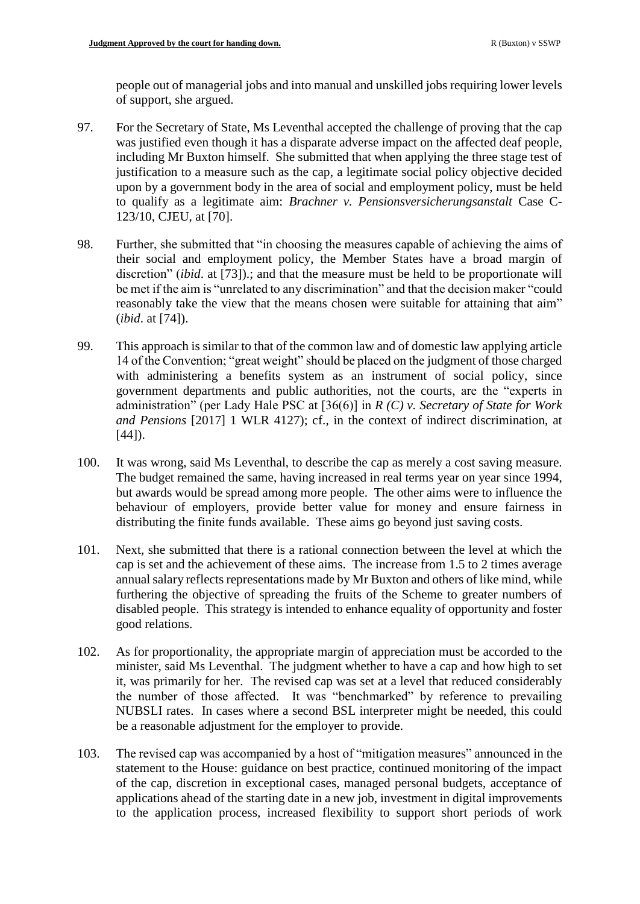people out of managerial jobs and into manual and unskilled jobs requiring lower levels of support, she argued.

97. For the Secretary of State, Ms Leventhal accepted the challenge of proving that the cap was justified even though it has a disparate adverse impact on the affected deaf people, including Mr Buxton himself. She submitted that when applying the three stage test of justification to a measure such as the cap, a legitimate social policy objective decided upon by a government body in the area of social and employment policy, must be held to qualify as a legitimate aim: *Brachner v. Pensionsversicherungsanstalt* Case C-123/10, CJEU, at [70].

98. Further, she submitted that "in choosing the measures capable of achieving the aims of their social and employment policy, the Member States have a broad margin of discretion" (*ibid*. at [73]).; and that the measure must be held to be proportionate will be met if the aim is "unrelated to any discrimination" and that the decision maker "could reasonably take the view that the means chosen were suitable for attaining that aim" (*ibid*. at [74]).

99. This approach is similar to that of the common law and of domestic law applying article 14 of the Convention; "great weight" should be placed on the judgment of those charged with administering a benefits system as an instrument of social policy, since government departments and public authorities, not the courts, are the "experts in administration" (per Lady Hale PSC at [36(6)] in *R (C) v. Secretary of State for Work and Pensions* [2017] 1 WLR 4127); cf., in the context of indirect discrimination, at [44]).

100. It was wrong, said Ms Leventhal, to describe the cap as merely a cost saving measure. The budget remained the same, having increased in real terms year on year since 1994, but awards would be spread among more people. The other aims were to influence the behaviour of employers, provide better value for money and ensure fairness in distributing the finite funds available. These aims go beyond just saving costs.

101. Next, she submitted that there is a rational connection between the level at which the cap is set and the achievement of these aims. The increase from 1.5 to 2 times average annual salary reflects representations made by Mr Buxton and others of like mind, while furthering the objective of spreading the fruits of the Scheme to greater numbers of disabled people. This strategy is intended to enhance equality of opportunity and foster good relations.

102. As for proportionality, the appropriate margin of appreciation must be accorded to the minister, said Ms Leventhal. The judgment whether to have a cap and how high to set it, was primarily for her. The revised cap was set at a level that reduced considerably the number of those affected. It was "benchmarked" by reference to prevailing NUBSLI rates. In cases where a second BSL interpreter might be needed, this could be a reasonable adjustment for the employer to provide.

103. The revised cap was accompanied by a host of "mitigation measures" announced in the statement to the House: guidance on best practice, continued monitoring of the impact of the cap, discretion in exceptional cases, managed personal budgets, acceptance of applications ahead of the starting date in a new job, investment in digital improvements to the application process, increased flexibility to support short periods of work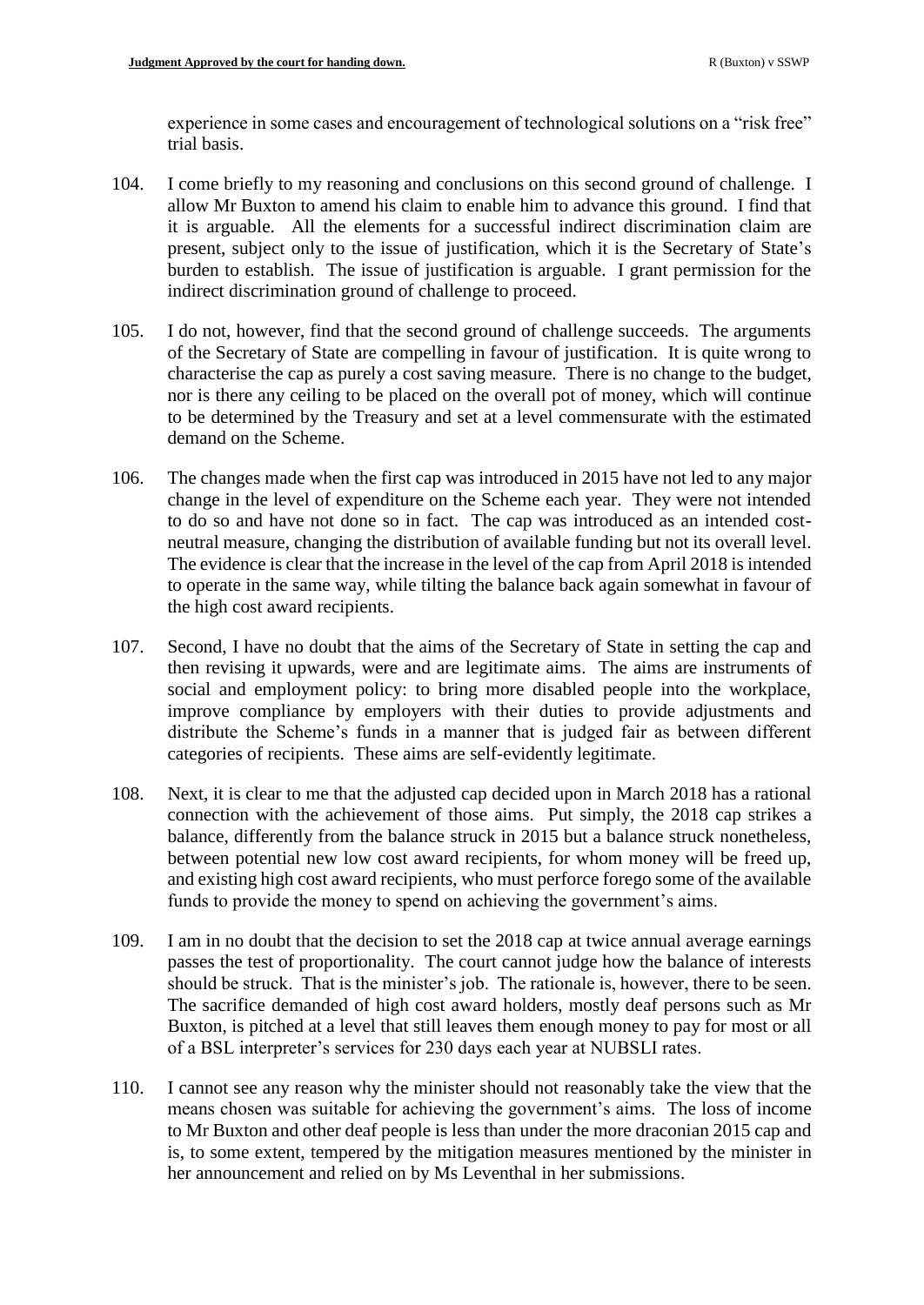experience in some cases and encouragement of technological solutions on a "risk free" trial basis.

104. I come briefly to my reasoning and conclusions on this second ground of challenge. I allow Mr Buxton to amend his claim to enable him to advance this ground. I find that it is arguable. All the elements for a successful indirect discrimination claim are present, subject only to the issue of justification, which it is the Secretary of State's burden to establish. The issue of justification is arguable. I grant permission for the indirect discrimination ground of challenge to proceed.

105. I do not, however, find that the second ground of challenge succeeds. The arguments of the Secretary of State are compelling in favour of justification. It is quite wrong to characterise the cap as purely a cost saving measure. There is no change to the budget, nor is there any ceiling to be placed on the overall pot of money, which will continue to be determined by the Treasury and set at a level commensurate with the estimated demand on the Scheme.

106. The changes made when the first cap was introduced in 2015 have not led to any major change in the level of expenditure on the Scheme each year. They were not intended to do so and have not done so in fact. The cap was introduced as an intended cost-neutral measure, changing the distribution of available funding but not its overall level. The evidence is clear that the increase in the level of the cap from April 2018 is intended to operate in the same way, while tilting the balance back again somewhat in favour of the high cost award recipients.

107. Second, I have no doubt that the aims of the Secretary of State in setting the cap and then revising it upwards, were and are legitimate aims. The aims are instruments of social and employment policy: to bring more disabled people into the workplace, improve compliance by employers with their duties to provide adjustments and distribute the Scheme's funds in a manner that is judged fair as between different categories of recipients. These aims are self-evidently legitimate.

108. Next, it is clear to me that the adjusted cap decided upon in March 2018 has a rational connection with the achievement of those aims. Put simply, the 2018 cap strikes a balance, differently from the balance struck in 2015 but a balance struck nonetheless, between potential new low cost award recipients, for whom money will be freed up, and existing high cost award recipients, who must perforce forego some of the available funds to provide the money to spend on achieving the government's aims.

109. I am in no doubt that the decision to set the 2018 cap at twice annual average earnings passes the test of proportionality. The court cannot judge how the balance of interests should be struck. That is the minister's job. The rationale is, however, there to be seen. The sacrifice demanded of high cost award holders, mostly deaf persons such as Mr Buxton, is pitched at a level that still leaves them enough money to pay for most or all of a BSL interpreter's services for 230 days each year at NUBSLI rates.

110. I cannot see any reason why the minister should not reasonably take the view that the means chosen was suitable for achieving the government's aims. The loss of income to Mr Buxton and other deaf people is less than under the more draconian 2015 cap and is, to some extent, tempered by the mitigation measures mentioned by the minister in her announcement and relied on by Ms Leventhal in her submissions.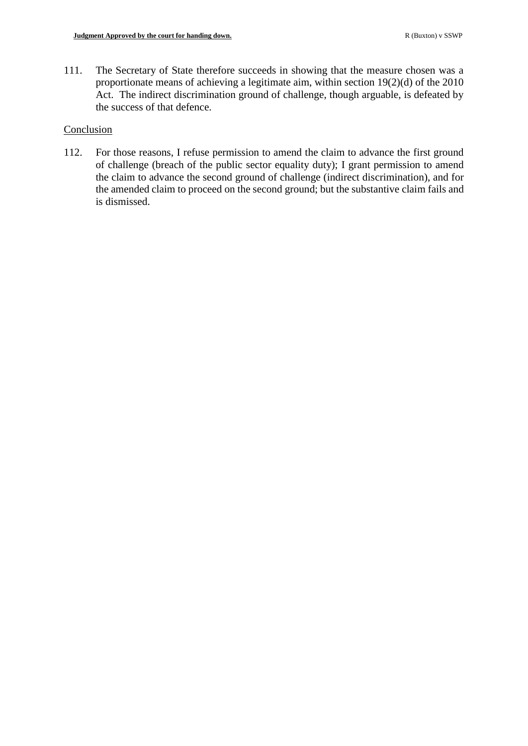111. The Secretary of State therefore succeeds in showing that the measure chosen was a proportionate means of achieving a legitimate aim, within section 19(2)(d) of the 2010 Act. The indirect discrimination ground of challenge, though arguable, is defeated by the success of that defence.

Conclusion

112. For those reasons, I refuse permission to amend the claim to advance the first ground of challenge (breach of the public sector equality duty); I grant permission to amend the claim to advance the second ground of challenge (indirect discrimination), and for the amended claim to proceed on the second ground; but the substantive claim fails and is dismissed.